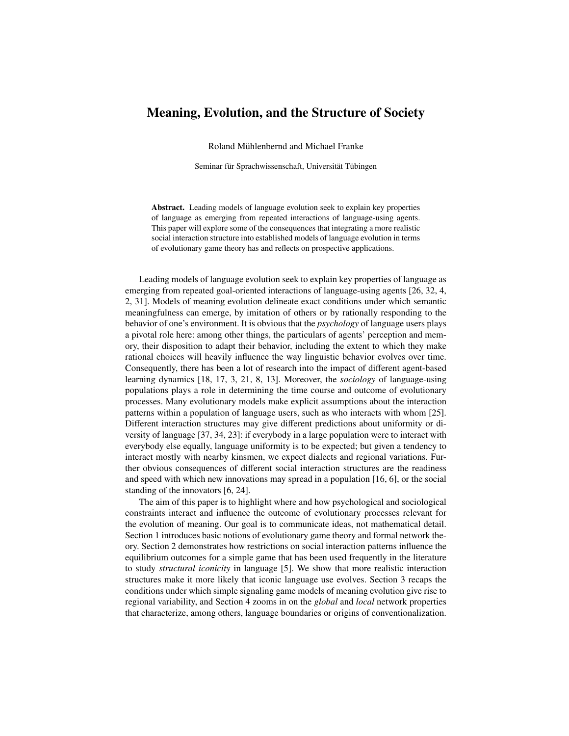# Meaning, Evolution, and the Structure of Society

Roland Mühlenbernd and Michael Franke

Seminar für Sprachwissenschaft, Universität Tübingen

**Abstract.** Leading models of language evolution seek to explain key properties of language as emerging from repeated interactions of language-using agents. This paper will explore some of the consequences that integrating a more realistic social interaction structure into established models of language evolution in terms of evolutionary game theory has and reflects on prospective applications.

Leading models of language evolution seek to explain key properties of language as emerging from repeated goal-oriented interactions of language-using agents [26, 32, 4, 2, 31]. Models of meaning evolution delineate exact conditions under which semantic meaningfulness can emerge, by imitation of others or by rationally responding to the behavior of one's environment. It is obvious that the *psychology* of language users plays a pivotal role here: among other things, the particulars of agents' perception and memory, their disposition to adapt their behavior, including the extent to which they make rational choices will heavily influence the way linguistic behavior evolves over time. Consequently, there has been a lot of research into the impact of different agent-based learning dynamics [18, 17, 3, 21, 8, 13]. Moreover, the *sociology* of language-using populations plays a role in determining the time course and outcome of evolutionary processes. Many evolutionary models make explicit assumptions about the interaction patterns within a population of language users, such as who interacts with whom [25]. Different interaction structures may give different predictions about uniformity or diversity of language [37, 34, 23]: if everybody in a large population were to interact with everybody else equally, language uniformity is to be expected; but given a tendency to interact mostly with nearby kinsmen, we expect dialects and regional variations. Further obvious consequences of different social interaction structures are the readiness and speed with which new innovations may spread in a population [16, 6], or the social standing of the innovators [6, 24].

The aim of this paper is to highlight where and how psychological and sociological constraints interact and influence the outcome of evolutionary processes relevant for the evolution of meaning. Our goal is to communicate ideas, not mathematical detail. Section 1 introduces basic notions of evolutionary game theory and formal network theory. Section 2 demonstrates how restrictions on social interaction patterns influence the equilibrium outcomes for a simple game that has been used frequently in the literature to study *structural iconicity* in language [5]. We show that more realistic interaction structures make it more likely that iconic language use evolves. Section 3 recaps the conditions under which simple signaling game models of meaning evolution give rise to regional variability, and Section 4 zooms in on the *global* and *local* network properties that characterize, among others, language boundaries or origins of conventionalization.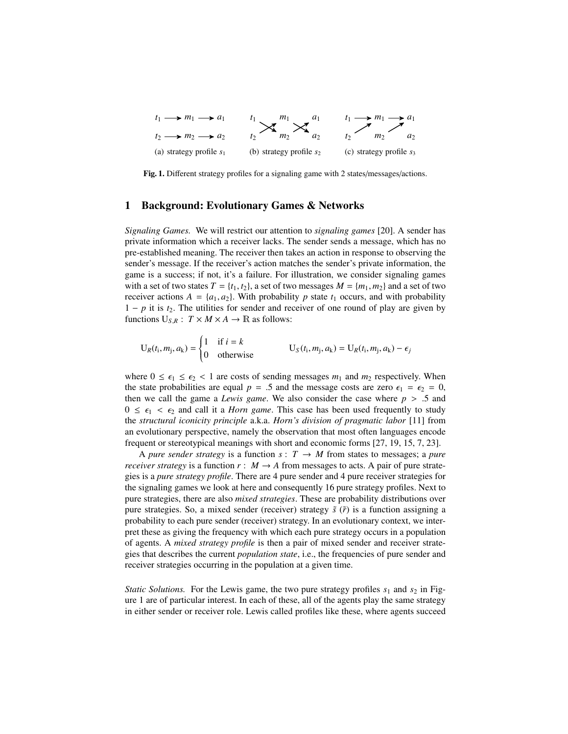$t_1 \longrightarrow m_1 \longrightarrow a_1$

$t_2 \longrightarrow m_2 \longrightarrow a_2$

(a) strategy profile $s_1$

(b) strategy profile $s_2$

(c) strategy profile $s_3$

**Fig. 1.** Different strategy profiles for a signaling game with 2 states/messages/actions.

# 1 Background: Evolutionary Games & Networks

*Signaling Games.* We will restrict our attention to *signaling games* [20]. A sender has private information which a receiver lacks. The sender sends a message, which has no pre-established meaning. The receiver then takes an action in response to observing the sender's message. If the receiver's action matches the sender's private information, the game is a success; if not, it's a failure. For illustration, we consider signaling games with a set of two states $T = \{t_1, t_2\}$, a set of two messages $M = \{m_1, m_2\}$ and a set of two receiver actions $A = \{a_1, a_2\}$. With probability $p$ state $t_1$ occurs, and with probability $1 - p$ it is $t_2$. The utilities for sender and receiver of one round of play are given by functions $\mathrm{U}_{S,R} : T \times M \times A \rightarrow \mathbb{R}$ as follows:

$$\mathrm{U}_R(t_i, m_j, a_k) = \begin{cases} 1 & \text{if } i = k \\ 0 & \text{otherwise} \end{cases} \qquad \mathrm{U}_S(t_i, m_j, a_k) = \mathrm{U}_R(t_i, m_j, a_k) - \epsilon_j$$

where $0 \leq \epsilon_1 \leq \epsilon_2 < 1$ are costs of sending messages $m_1$ and $m_2$ respectively. When the state probabilities are equal $p = .5$ and the message costs are zero $\epsilon_1 = \epsilon_2 = 0$, then we call the game a *Lewis game*. We also consider the case where $p > .5$ and $0 \leq \epsilon_1 < \epsilon_2$ and call it a *Horn game*. This case has been used frequently to study the *structural iconicity principle* a.k.a. *Horn's division of pragmatic labor* [11] from an evolutionary perspective, namely the observation that most often languages encode frequent or stereotypical meanings with short and economic forms [27, 19, 15, 7, 23].

A *pure sender strategy* is a function $s : T \rightarrow M$ from states to messages; a *pure receiver strategy* is a function $r : M \rightarrow A$ from messages to acts. A pair of pure strategies is a *pure strategy profile*. There are 4 pure sender and 4 pure receiver strategies for the signaling games we look at here and consequently 16 pure strategy profiles. Next to pure strategies, there are also *mixed strategies*. These are probability distributions over pure strategies. So, a mixed sender (receiver) strategy $\tilde{s}$ ($\tilde{r}$) is a function assigning a probability to each pure sender (receiver) strategy. In an evolutionary context, we interpret these as giving the frequency with which each pure strategy occurs in a population of agents. A *mixed strategy profile* is then a pair of mixed sender and receiver strategies that describes the current *population state*, i.e., the frequencies of pure sender and receiver strategies occurring in the population at a given time.

*Static Solutions.* For the Lewis game, the two pure strategy profiles $s_1$ and $s_2$ in Figure 1 are of particular interest. In each of these, all of the agents play the same strategy in either sender or receiver role. Lewis called profiles like these, where agents succeed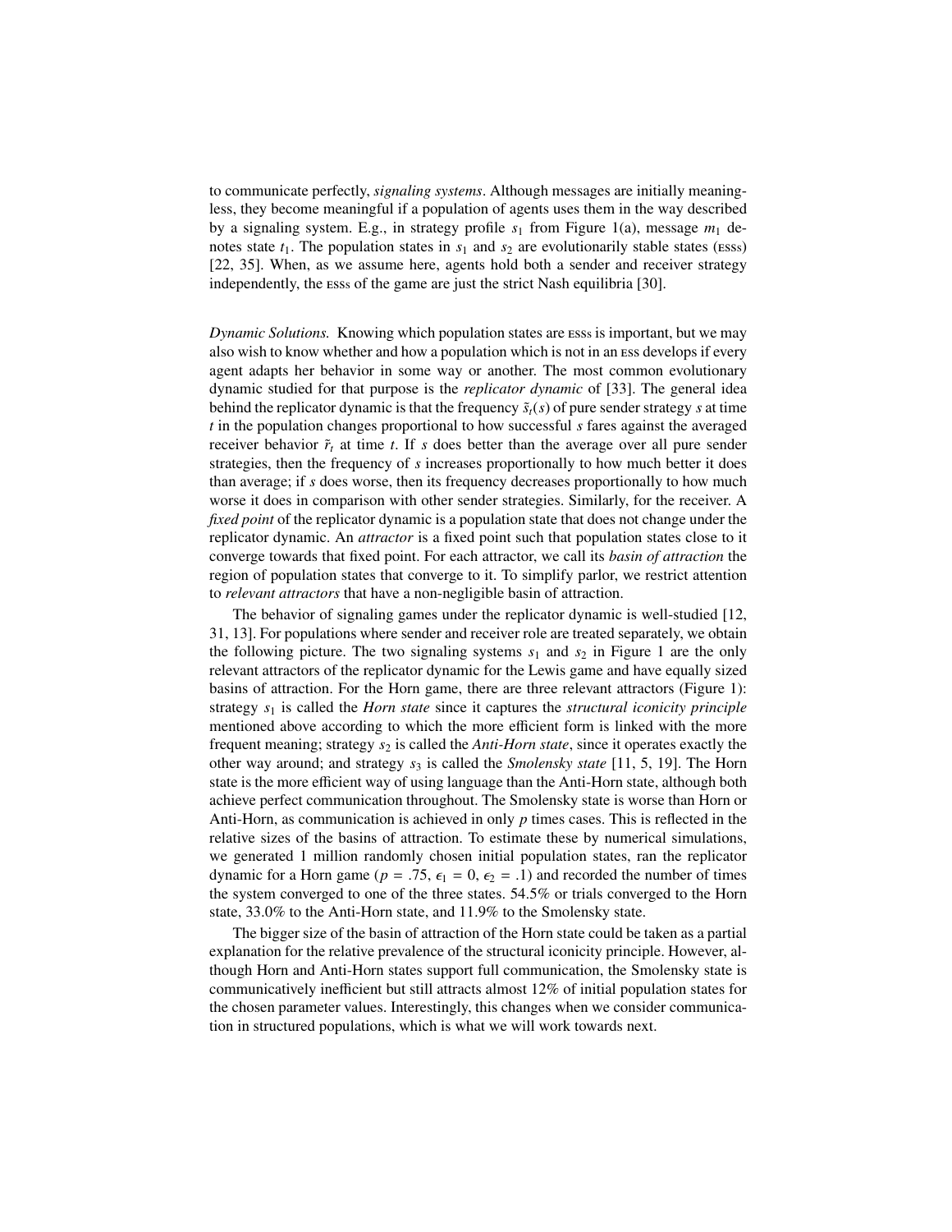to communicate perfectly, *signaling systems*. Although messages are initially meaningless, they become meaningful if a population of agents uses them in the way described by a signaling system. E.g., in strategy profile $s_1$ from Figure 1(a), message $m_1$ denotes state $t_1$. The population states in $s_1$ and $s_2$ are evolutionarily stable states (ESSs) [22, 35]. When, as we assume here, agents hold both a sender and receiver strategy independently, the ESSs of the game are just the strict Nash equilibria [30].

*Dynamic Solutions.* Knowing which population states are ESSs is important, but we may also wish to know whether and how a population which is not in an ESS develops if every agent adapts her behavior in some way or another. The most common evolutionary dynamic studied for that purpose is the *replicator dynamic* of [33]. The general idea behind the replicator dynamic is that the frequency $\tilde{s}_t(s)$ of pure sender strategy $s$ at time $t$ in the population changes proportional to how successful $s$ fares against the averaged receiver behavior $\tilde{r}_t$ at time $t$. If $s$ does better than the average over all pure sender strategies, then the frequency of $s$ increases proportionally to how much better it does than average; if $s$ does worse, then its frequency decreases proportionally to how much worse it does in comparison with other sender strategies. Similarly, for the receiver. A *fixed point* of the replicator dynamic is a population state that does not change under the replicator dynamic. An *attractor* is a fixed point such that population states close to it converge towards that fixed point. For each attractor, we call its *basin of attraction* the region of population states that converge to it. To simplify parlor, we restrict attention to *relevant attractors* that have a non-negligible basin of attraction.

The behavior of signaling games under the replicator dynamic is well-studied [12, 31, 13]. For populations where sender and receiver role are treated separately, we obtain the following picture. The two signaling systems $s_1$ and $s_2$ in Figure 1 are the only relevant attractors of the replicator dynamic for the Lewis game and have equally sized basins of attraction. For the Horn game, there are three relevant attractors (Figure 1): strategy $s_1$ is called the *Horn state* since it captures the *structural iconicity principle* mentioned above according to which the more efficient form is linked with the more frequent meaning; strategy $s_2$ is called the *Anti-Horn state*, since it operates exactly the other way around; and strategy $s_3$ is called the *Smolensky state* [11, 5, 19]. The Horn state is the more efficient way of using language than the Anti-Horn state, although both achieve perfect communication throughout. The Smolensky state is worse than Horn or Anti-Horn, as communication is achieved in only $p$ times cases. This is reflected in the relative sizes of the basins of attraction. To estimate these by numerical simulations, we generated 1 million randomly chosen initial population states, ran the replicator dynamic for a Horn game ($p = .75$, $\epsilon_1 = 0$, $\epsilon_2 = .1$) and recorded the number of times the system converged to one of the three states. 54.5% or trials converged to the Horn state, 33.0% to the Anti-Horn state, and 11.9% to the Smolensky state.

The bigger size of the basin of attraction of the Horn state could be taken as a partial explanation for the relative prevalence of the structural iconicity principle. However, although Horn and Anti-Horn states support full communication, the Smolensky state is communicatively inefficient but still attracts almost 12% of initial population states for the chosen parameter values. Interestingly, this changes when we consider communication in structured populations, which is what we will work towards next.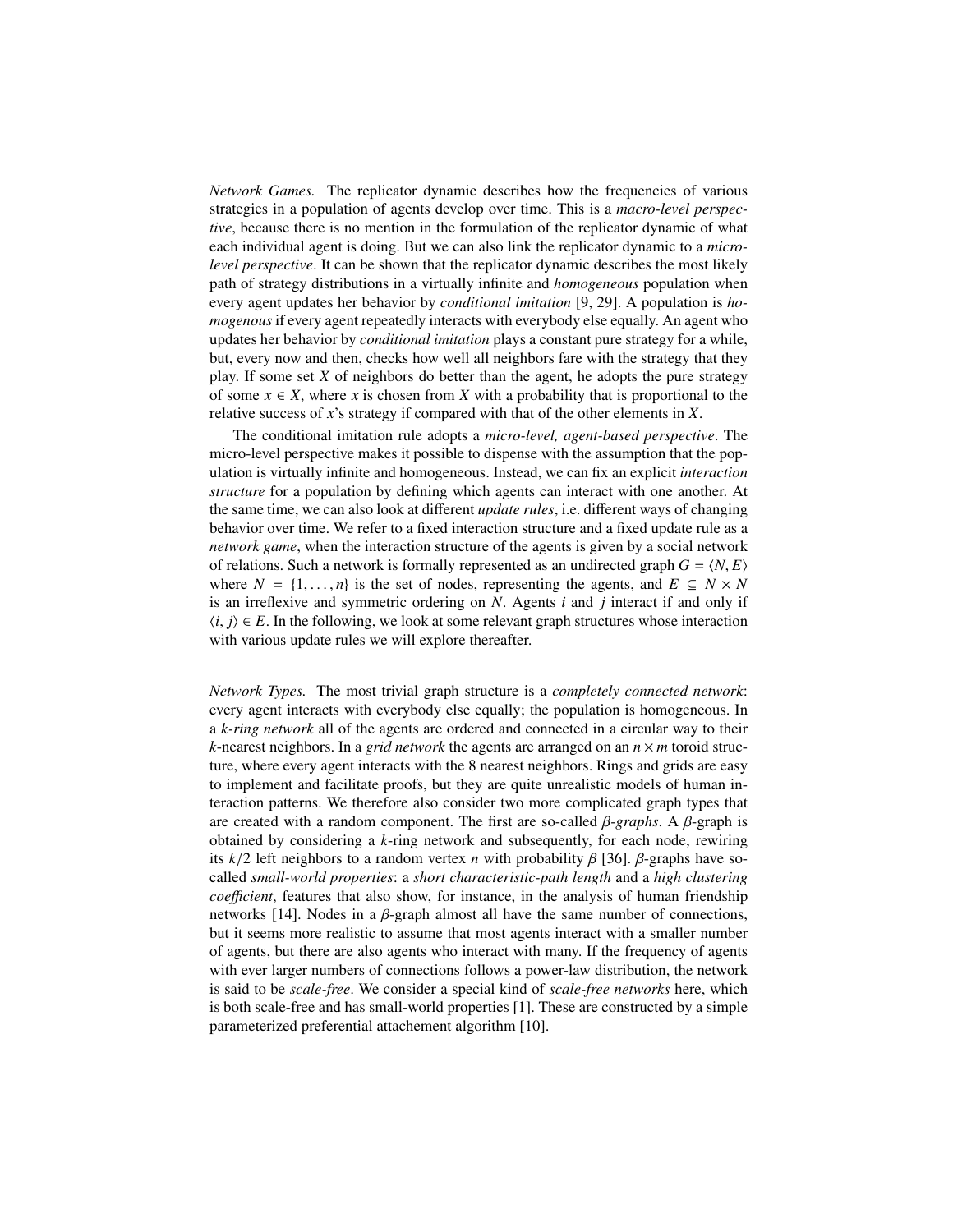*Network Games.* The replicator dynamic describes how the frequencies of various strategies in a population of agents develop over time. This is a *macro-level perspective*, because there is no mention in the formulation of the replicator dynamic of what each individual agent is doing. But we can also link the replicator dynamic to a *micro-level perspective*. It can be shown that the replicator dynamic describes the most likely path of strategy distributions in a virtually infinite and *homogeneous* population when every agent updates her behavior by *conditional imitation* [9, 29]. A population is *homogenous* if every agent repeatedly interacts with everybody else equally. An agent who updates her behavior by *conditional imitation* plays a constant pure strategy for a while, but, every now and then, checks how well all neighbors fare with the strategy that they play. If some set $X$ of neighbors do better than the agent, he adopts the pure strategy of some $x \in X$, where $x$ is chosen from $X$ with a probability that is proportional to the relative success of $x$'s strategy if compared with that of the other elements in $X$.

The conditional imitation rule adopts a *micro-level, agent-based perspective*. The micro-level perspective makes it possible to dispense with the assumption that the population is virtually infinite and homogeneous. Instead, we can fix an explicit *interaction structure* for a population by defining which agents can interact with one another. At the same time, we can also look at different *update rules*, i.e. different ways of changing behavior over time. We refer to a fixed interaction structure and a fixed update rule as a *network game*, when the interaction structure of the agents is given by a social network of relations. Such a network is formally represented as an undirected graph $G = \langle N, E \rangle$ where $N = \{1, \ldots, n\}$ is the set of nodes, representing the agents, and $E \subseteq N \times N$ is an irreflexive and symmetric ordering on $N$. Agents $i$ and $j$ interact if and only if $\langle i, j \rangle \in E$. In the following, we look at some relevant graph structures whose interaction with various update rules we will explore thereafter.

*Network Types.* The most trivial graph structure is a *completely connected network*: every agent interacts with everybody else equally; the population is homogeneous. In a *k-ring network* all of the agents are ordered and connected in a circular way to their $k$-nearest neighbors. In a *grid network* the agents are arranged on an $n \times m$ toroid structure, where every agent interacts with the 8 nearest neighbors. Rings and grids are easy to implement and facilitate proofs, but they are quite unrealistic models of human interaction patterns. We therefore also consider two more complicated graph types that are created with a random component. The first are so-called *$\beta$-graphs*. A $\beta$-graph is obtained by considering a $k$-ring network and subsequently, for each node, rewiring its $k/2$ left neighbors to a random vertex $n$ with probability $\beta$ [36]. $\beta$-graphs have so-called *small-world properties*: a *short characteristic-path length* and a *high clustering coefficient*, features that also show, for instance, in the analysis of human friendship networks [14]. Nodes in a $\beta$-graph almost all have the same number of connections, but it seems more realistic to assume that most agents interact with a smaller number of agents, but there are also agents who interact with many. If the frequency of agents with ever larger numbers of connections follows a power-law distribution, the network is said to be *scale-free*. We consider a special kind of *scale-free networks* here, which is both scale-free and has small-world properties [1]. These are constructed by a simple parameterized preferential attachement algorithm [10].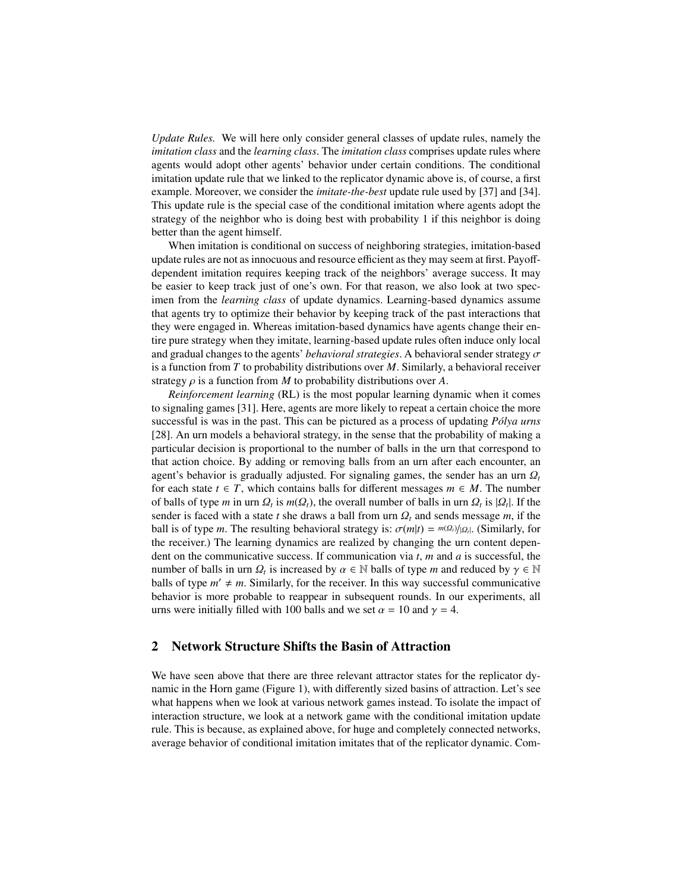*Update Rules.* We will here only consider general classes of update rules, namely the *imitation class* and the *learning class*. The *imitation class* comprises update rules where agents would adopt other agents' behavior under certain conditions. The conditional imitation update rule that we linked to the replicator dynamic above is, of course, a first example. Moreover, we consider the *imitate-the-best* update rule used by [37] and [34]. This update rule is the special case of the conditional imitation where agents adopt the strategy of the neighbor who is doing best with probability 1 if this neighbor is doing better than the agent himself.

When imitation is conditional on success of neighboring strategies, imitation-based update rules are not as innocuous and resource efficient as they may seem at first. Payoff-dependent imitation requires keeping track of the neighbors' average success. It may be easier to keep track just of one's own. For that reason, we also look at two specimen from the *learning class* of update dynamics. Learning-based dynamics assume that agents try to optimize their behavior by keeping track of the past interactions that they were engaged in. Whereas imitation-based dynamics have agents change their entire pure strategy when they imitate, learning-based update rules often induce only local and gradual changes to the agents' *behavioral strategies*. A behavioral sender strategy $\sigma$ is a function from $T$ to probability distributions over $M$. Similarly, a behavioral receiver strategy $\rho$ is a function from $M$ to probability distributions over $A$.

*Reinforcement learning* (RL) is the most popular learning dynamic when it comes to signaling games [31]. Here, agents are more likely to repeat a certain choice the more successful is was in the past. This can be pictured as a process of updating *Pólya urns* [28]. An urn models a behavioral strategy, in the sense that the probability of making a particular decision is proportional to the number of balls in the urn that correspond to that action choice. By adding or removing balls from an urn after each encounter, an agent's behavior is gradually adjusted. For signaling games, the sender has an urn $\Omega_t$ for each state $t \in T$, which contains balls for different messages $m \in M$. The number of balls of type $m$ in urn $\Omega_t$ is $m(\Omega_t)$, the overall number of balls in urn $\Omega_t$ is $|\Omega_t|$. If the sender is faced with a state $t$ she draws a ball from urn $\Omega_t$ and sends message $m$, if the ball is of type $m$. The resulting behavioral strategy is: $\sigma(m|t) = {}^{m(\Omega_t)}/_{|\Omega_t|}$. (Similarly, for the receiver.) The learning dynamics are realized by changing the urn content dependent on the communicative success. If communication via $t$, $m$ and $a$ is successful, the number of balls in urn $\Omega_t$ is increased by $\alpha \in \mathbb{N}$ balls of type $m$ and reduced by $\gamma \in \mathbb{N}$ balls of type $m' \neq m$. Similarly, for the receiver. In this way successful communicative behavior is more probable to reappear in subsequent rounds. In our experiments, all urns were initially filled with 100 balls and we set $\alpha = 10$ and $\gamma = 4$.

## 2 Network Structure Shifts the Basin of Attraction

We have seen above that there are three relevant attractor states for the replicator dynamic in the Horn game (Figure 1), with differently sized basins of attraction. Let's see what happens when we look at various network games instead. To isolate the impact of interaction structure, we look at a network game with the conditional imitation update rule. This is because, as explained above, for huge and completely connected networks, average behavior of conditional imitation imitates that of the replicator dynamic. Com-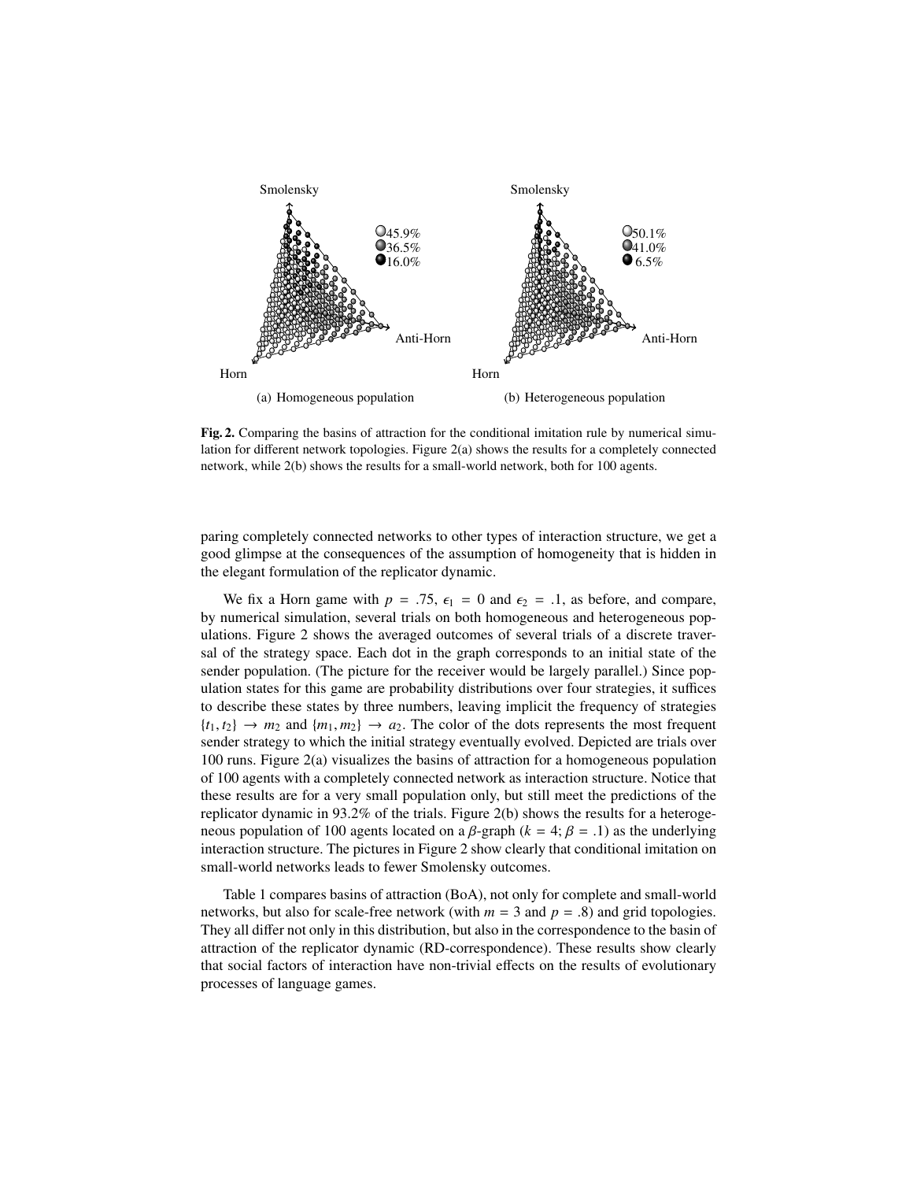Smolensky

45.9%
36.5%
16.0%

Anti-Horn

Horn

(a) Homogeneous population

Smolensky

50.1%
41.0%
6.5%

Anti-Horn

Horn

(b) Heterogeneous population

**Fig. 2.** Comparing the basins of attraction for the conditional imitation rule by numerical simulation for different network topologies. Figure 2(a) shows the results for a completely connected network, while 2(b) shows the results for a small-world network, both for 100 agents.

paring completely connected networks to other types of interaction structure, we get a good glimpse at the consequences of the assumption of homogeneity that is hidden in the elegant formulation of the replicator dynamic.

We fix a Horn game with $p = .75$, $\epsilon_1 = 0$ and $\epsilon_2 = .1$, as before, and compare, by numerical simulation, several trials on both homogeneous and heterogeneous populations. Figure 2 shows the averaged outcomes of several trials of a discrete traversal of the strategy space. Each dot in the graph corresponds to an initial state of the sender population. (The picture for the receiver would be largely parallel.) Since population states for this game are probability distributions over four strategies, it suffices to describe these states by three numbers, leaving implicit the frequency of strategies $\{t_1, t_2\} \to m_2$ and $\{m_1, m_2\} \to a_2$. The color of the dots represents the most frequent sender strategy to which the initial strategy eventually evolved. Depicted are trials over 100 runs. Figure 2(a) visualizes the basins of attraction for a homogeneous population of 100 agents with a completely connected network as interaction structure. Notice that these results are for a very small population only, but still meet the predictions of the replicator dynamic in 93.2% of the trials. Figure 2(b) shows the results for a heterogeneous population of 100 agents located on a $\beta$-graph ($k = 4$; $\beta = .1$) as the underlying interaction structure. The pictures in Figure 2 show clearly that conditional imitation on small-world networks leads to fewer Smolensky outcomes.

Table 1 compares basins of attraction (BoA), not only for complete and small-world networks, but also for scale-free network (with $m = 3$ and $p = .8$) and grid topologies. They all differ not only in this distribution, but also in the correspondence to the basin of attraction of the replicator dynamic (RD-correspondence). These results show clearly that social factors of interaction have non-trivial effects on the results of evolutionary processes of language games.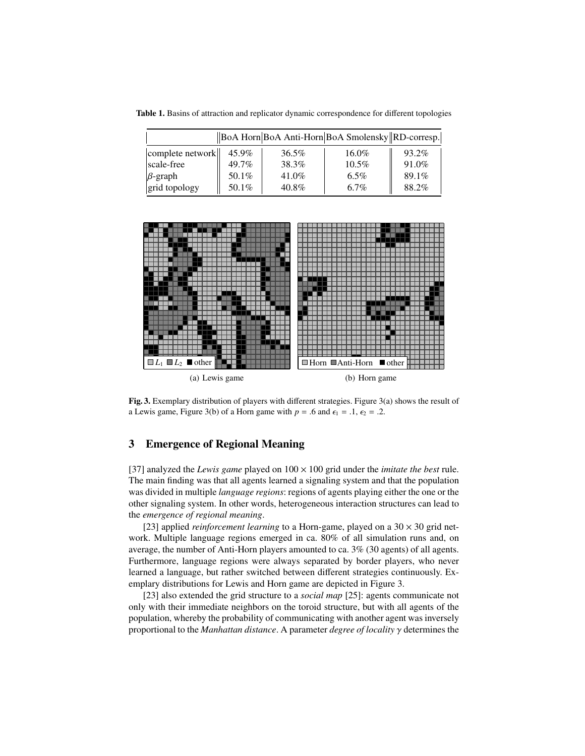**Table 1.** Basins of attraction and replicator dynamic correspondence for different topologies

| | BoA Horn | BoA Anti-Horn | BoA Smolensky | RD-corresp. |
|---|---|---|---|---|
| complete network | 45.9% | 36.5% | 16.0% | 93.2% |
| scale-free | 49.7% | 38.3% | 10.5% | 91.0% |
| $\beta$-graph | 50.1% | 41.0% | 6.5% | 89.1% |
| grid topology | 50.1% | 40.8% | 6.7% | 88.2% |

(a) Lewis game

(b) Horn game

**Fig. 3.** Exemplary distribution of players with different strategies. Figure 3(a) shows the result of a Lewis game, Figure 3(b) of a Horn game with $p = .6$ and $\epsilon_1 = .1$, $\epsilon_2 = .2$.

## 3 Emergence of Regional Meaning

[37] analyzed the *Lewis game* played on $100 \times 100$ grid under the *imitate the best* rule. The main finding was that all agents learned a signaling system and that the population was divided in multiple *language regions*: regions of agents playing either the one or the other signaling system. In other words, heterogeneous interaction structures can lead to the *emergence of regional meaning*.

[23] applied *reinforcement learning* to a Horn-game, played on a $30 \times 30$ grid network. Multiple language regions emerged in ca. 80% of all simulation runs and, on average, the number of Anti-Horn players amounted to ca. 3% (30 agents) of all agents. Furthermore, language regions were always separated by border players, who never learned a language, but rather switched between different strategies continuously. Exemplary distributions for Lewis and Horn game are depicted in Figure 3.

[23] also extended the grid structure to a *social map* [25]: agents communicate not only with their immediate neighbors on the toroid structure, but with all agents of the population, whereby the probability of communicating with another agent was inversely proportional to the *Manhattan distance*. A parameter *degree of locality* $\gamma$ determines the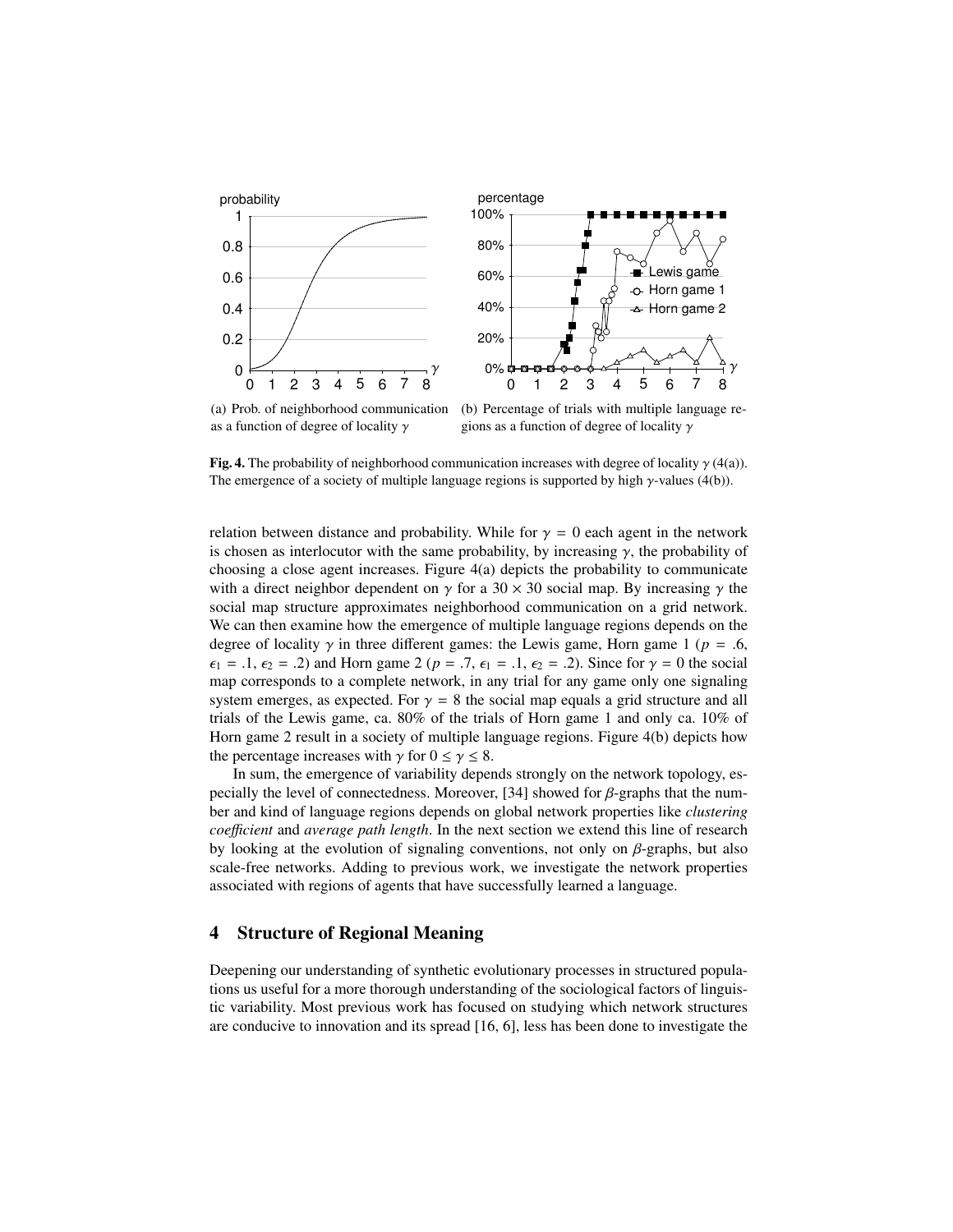(a) Prob. of neighborhood communication as a function of degree of locality $\gamma$

(b) Percentage of trials with multiple language regions as a function of degree of locality $\gamma$

**Fig. 4.** The probability of neighborhood communication increases with degree of locality $\gamma$ (4(a)). The emergence of a society of multiple language regions is supported by high $\gamma$-values (4(b)).

relation between distance and probability. While for $\gamma = 0$ each agent in the network is chosen as interlocutor with the same probability, by increasing $\gamma$, the probability of choosing a close agent increases. Figure 4(a) depicts the probability to communicate with a direct neighbor dependent on $\gamma$ for a $30 \times 30$ social map. By increasing $\gamma$ the social map structure approximates neighborhood communication on a grid network. We can then examine how the emergence of multiple language regions depends on the degree of locality $\gamma$ in three different games: the Lewis game, Horn game 1 ($p = .6$, $\epsilon_1 = .1$, $\epsilon_2 = .2$) and Horn game 2 ($p = .7$, $\epsilon_1 = .1$, $\epsilon_2 = .2$). Since for $\gamma = 0$ the social map corresponds to a complete network, in any trial for any game only one signaling system emerges, as expected. For $\gamma = 8$ the social map equals a grid structure and all trials of the Lewis game, ca. 80% of the trials of Horn game 1 and only ca. 10% of Horn game 2 result in a society of multiple language regions. Figure 4(b) depicts how the percentage increases with $\gamma$ for $0 \leq \gamma \leq 8$.

In sum, the emergence of variability depends strongly on the network topology, especially the level of connectedness. Moreover, [34] showed for $\beta$-graphs that the number and kind of language regions depends on global network properties like *clustering coefficient* and *average path length*. In the next section we extend this line of research by looking at the evolution of signaling conventions, not only on $\beta$-graphs, but also scale-free networks. Adding to previous work, we investigate the network properties associated with regions of agents that have successfully learned a language.

## 4 Structure of Regional Meaning

Deepening our understanding of synthetic evolutionary processes in structured populations us useful for a more thorough understanding of the sociological factors of linguistic variability. Most previous work has focused on studying which network structures are conducive to innovation and its spread [16, 6], less has been done to investigate the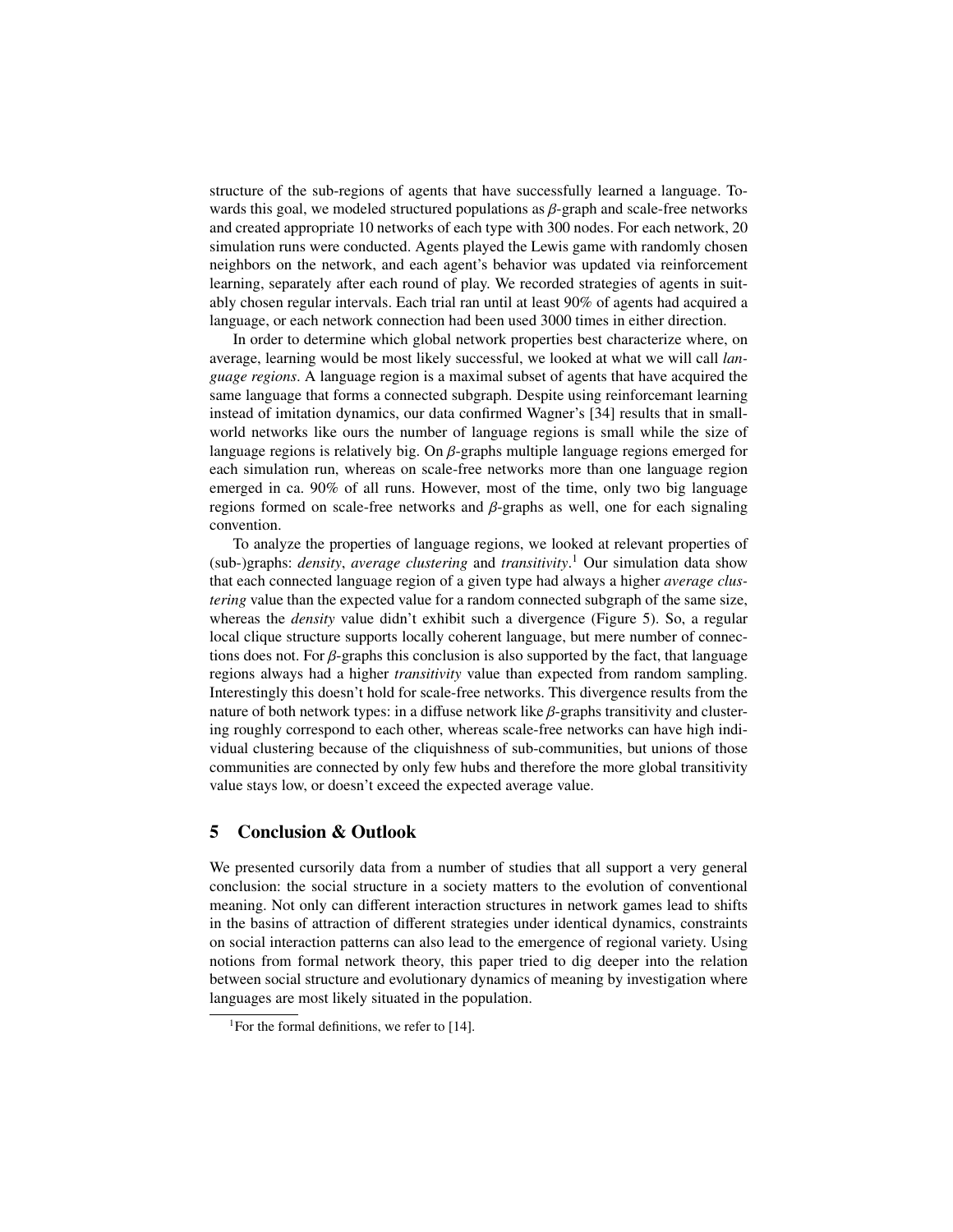structure of the sub-regions of agents that have successfully learned a language. Towards this goal, we modeled structured populations as $\beta$-graph and scale-free networks and created appropriate 10 networks of each type with 300 nodes. For each network, 20 simulation runs were conducted. Agents played the Lewis game with randomly chosen neighbors on the network, and each agent's behavior was updated via reinforcement learning, separately after each round of play. We recorded strategies of agents in suitably chosen regular intervals. Each trial ran until at least 90% of agents had acquired a language, or each network connection had been used 3000 times in either direction.

In order to determine which global network properties best characterize where, on average, learning would be most likely successful, we looked at what we will call *language regions*. A language region is a maximal subset of agents that have acquired the same language that forms a connected subgraph. Despite using reinforcemant learning instead of imitation dynamics, our data confirmed Wagner's [34] results that in small-world networks like ours the number of language regions is small while the size of language regions is relatively big. On $\beta$-graphs multiple language regions emerged for each simulation run, whereas on scale-free networks more than one language region emerged in ca. 90% of all runs. However, most of the time, only two big language regions formed on scale-free networks and $\beta$-graphs as well, one for each signaling convention.

To analyze the properties of language regions, we looked at relevant properties of (sub-)graphs: *density*, *average clustering* and *transitivity*.[1] Our simulation data show that each connected language region of a given type had always a higher *average clustering* value than the expected value for a random connected subgraph of the same size, whereas the *density* value didn't exhibit such a divergence (Figure 5). So, a regular local clique structure supports locally coherent language, but mere number of connections does not. For $\beta$-graphs this conclusion is also supported by the fact, that language regions always had a higher *transitivity* value than expected from random sampling. Interestingly this doesn't hold for scale-free networks. This divergence results from the nature of both network types: in a diffuse network like $\beta$-graphs transitivity and clustering roughly correspond to each other, whereas scale-free networks can have high individual clustering because of the cliquishness of sub-communities, but unions of those communities are connected by only few hubs and therefore the more global transitivity value stays low, or doesn't exceed the expected average value.

## 5 Conclusion & Outlook

We presented cursorily data from a number of studies that all support a very general conclusion: the social structure in a society matters to the evolution of conventional meaning. Not only can different interaction structures in network games lead to shifts in the basins of attraction of different strategies under identical dynamics, constraints on social interaction patterns can also lead to the emergence of regional variety. Using notions from formal network theory, this paper tried to dig deeper into the relation between social structure and evolutionary dynamics of meaning by investigation where languages are most likely situated in the population.

[1] For the formal definitions, we refer to [14].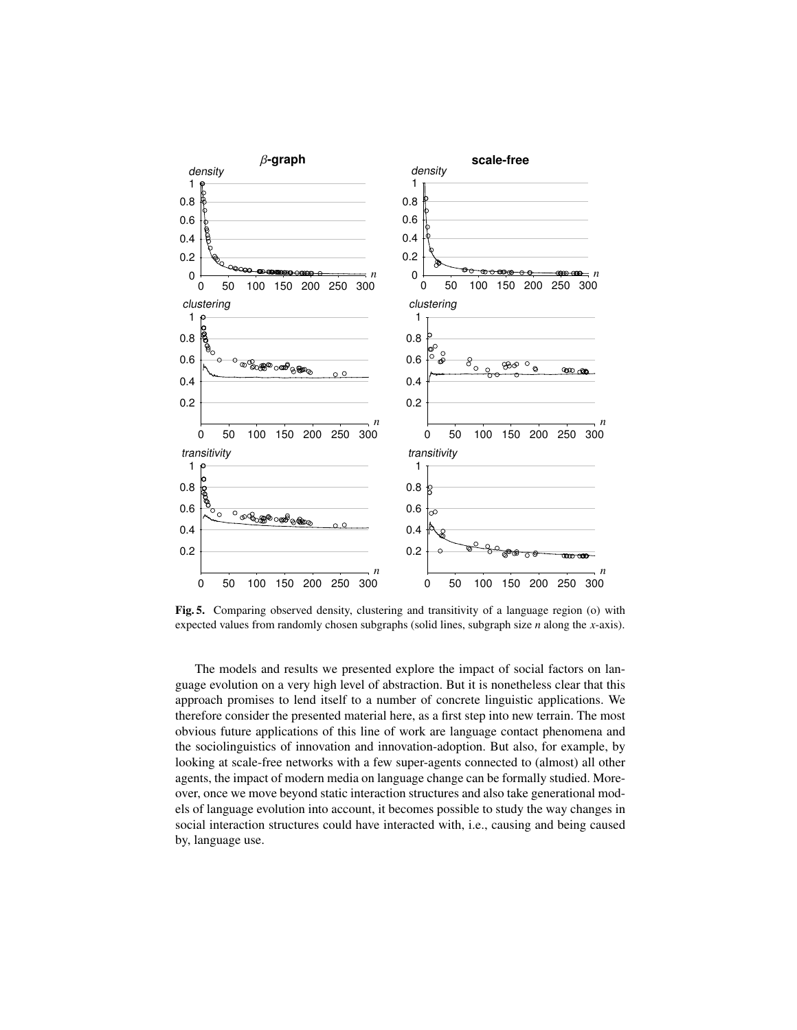**Fig. 5.** Comparing observed density, clustering and transitivity of a language region (o) with expected values from randomly chosen subgraphs (solid lines, subgraph size *n* along the *x*-axis).

The models and results we presented explore the impact of social factors on language evolution on a very high level of abstraction. But it is nonetheless clear that this approach promises to lend itself to a number of concrete linguistic applications. We therefore consider the presented material here, as a first step into new terrain. The most obvious future applications of this line of work are language contact phenomena and the sociolinguistics of innovation and innovation-adoption. But also, for example, by looking at scale-free networks with a few super-agents connected to (almost) all other agents, the impact of modern media on language change can be formally studied. Moreover, once we move beyond static interaction structures and also take generational models of language evolution into account, it becomes possible to study the way changes in social interaction structures could have interacted with, i.e., causing and being caused by, language use.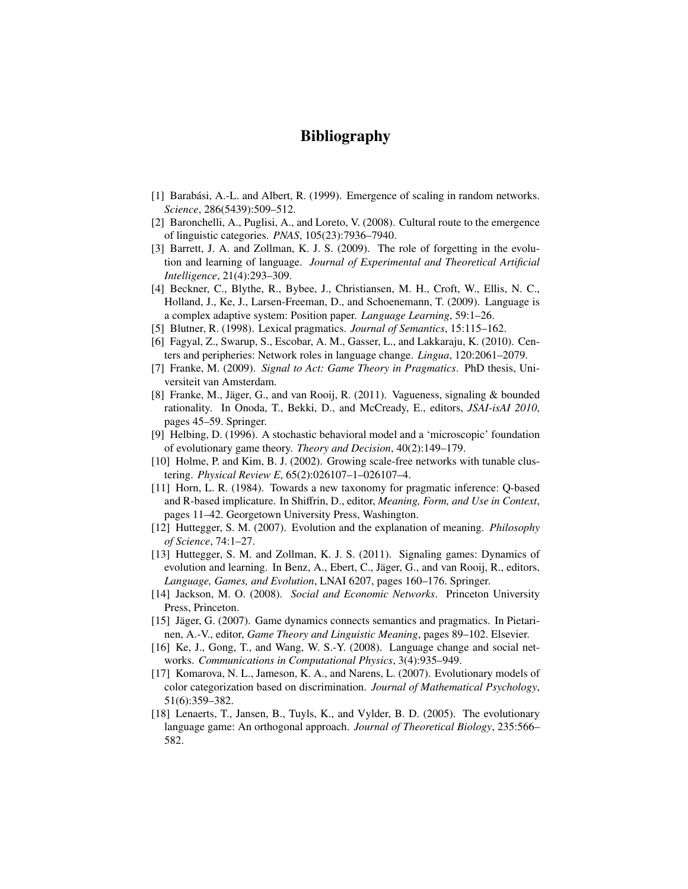# Bibliography

[1] Barabási, A.-L. and Albert, R. (1999). Emergence of scaling in random networks. *Science*, 286(5439):509–512.

[2] Baronchelli, A., Puglisi, A., and Loreto, V. (2008). Cultural route to the emergence of linguistic categories. *PNAS*, 105(23):7936–7940.

[3] Barrett, J. A. and Zollman, K. J. S. (2009). The role of forgetting in the evolution and learning of language. *Journal of Experimental and Theoretical Artificial Intelligence*, 21(4):293–309.

[4] Beckner, C., Blythe, R., Bybee, J., Christiansen, M. H., Croft, W., Ellis, N. C., Holland, J., Ke, J., Larsen-Freeman, D., and Schoenemann, T. (2009). Language is a complex adaptive system: Position paper. *Language Learning*, 59:1–26.

[5] Blutner, R. (1998). Lexical pragmatics. *Journal of Semantics*, 15:115–162.

[6] Fagyal, Z., Swarup, S., Escobar, A. M., Gasser, L., and Lakkaraju, K. (2010). Centers and peripheries: Network roles in language change. *Lingua*, 120:2061–2079.

[7] Franke, M. (2009). *Signal to Act: Game Theory in Pragmatics*. PhD thesis, Universiteit van Amsterdam.

[8] Franke, M., Jäger, G., and van Rooij, R. (2011). Vagueness, signaling & bounded rationality. In Onoda, T., Bekki, D., and McCready, E., editors, *JSAI-isAI 2010*, pages 45–59. Springer.

[9] Helbing, D. (1996). A stochastic behavioral model and a 'microscopic' foundation of evolutionary game theory. *Theory and Decision*, 40(2):149–179.

[10] Holme, P. and Kim, B. J. (2002). Growing scale-free networks with tunable clustering. *Physical Review E*, 65(2):026107–1–026107–4.

[11] Horn, L. R. (1984). Towards a new taxonomy for pragmatic inference: Q-based and R-based implicature. In Shiffrin, D., editor, *Meaning, Form, and Use in Context*, pages 11–42. Georgetown University Press, Washington.

[12] Huttegger, S. M. (2007). Evolution and the explanation of meaning. *Philosophy of Science*, 74:1–27.

[13] Huttegger, S. M. and Zollman, K. J. S. (2011). Signaling games: Dynamics of evolution and learning. In Benz, A., Ebert, C., Jäger, G., and van Rooij, R., editors, *Language, Games, and Evolution*, LNAI 6207, pages 160–176. Springer.

[14] Jackson, M. O. (2008). *Social and Economic Networks*. Princeton University Press, Princeton.

[15] Jäger, G. (2007). Game dynamics connects semantics and pragmatics. In Pietarinen, A.-V., editor, *Game Theory and Linguistic Meaning*, pages 89–102. Elsevier.

[16] Ke, J., Gong, T., and Wang, W. S.-Y. (2008). Language change and social networks. *Communications in Computational Physics*, 3(4):935–949.

[17] Komarova, N. L., Jameson, K. A., and Narens, L. (2007). Evolutionary models of color categorization based on discrimination. *Journal of Mathematical Psychology*, 51(6):359–382.

[18] Lenaerts, T., Jansen, B., Tuyls, K., and Vylder, B. D. (2005). The evolutionary language game: An orthogonal approach. *Journal of Theoretical Biology*, 235:566–582.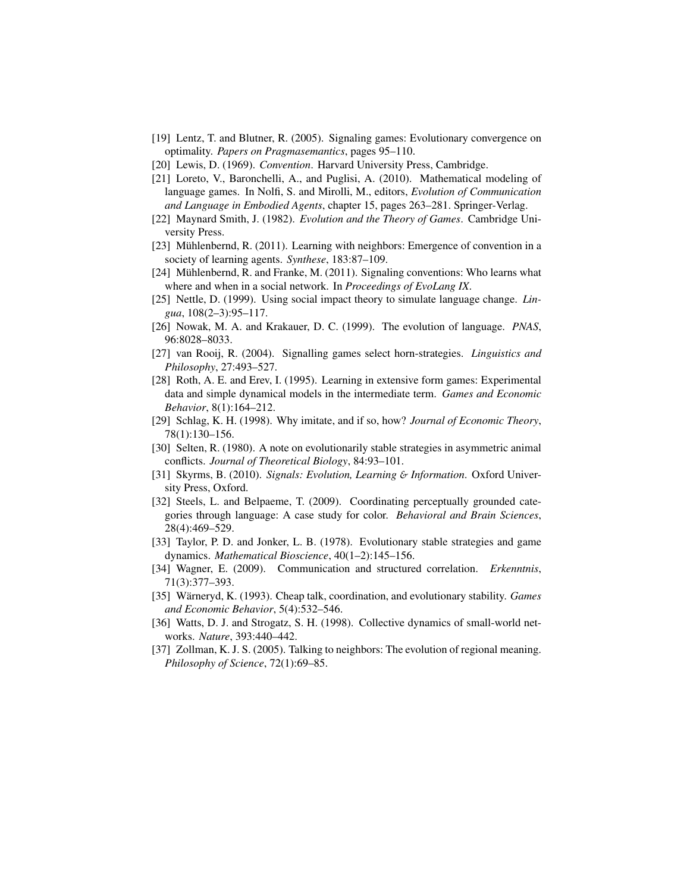[19] Lentz, T. and Blutner, R. (2005). Signaling games: Evolutionary convergence on optimality. *Papers on Pragmasemantics*, pages 95–110.

[20] Lewis, D. (1969). *Convention*. Harvard University Press, Cambridge.

[21] Loreto, V., Baronchelli, A., and Puglisi, A. (2010). Mathematical modeling of language games. In Nolfi, S. and Mirolli, M., editors, *Evolution of Communication and Language in Embodied Agents*, chapter 15, pages 263–281. Springer-Verlag.

[22] Maynard Smith, J. (1982). *Evolution and the Theory of Games*. Cambridge University Press.

[23] Mühlenbernd, R. (2011). Learning with neighbors: Emergence of convention in a society of learning agents. *Synthese*, 183:87–109.

[24] Mühlenbernd, R. and Franke, M. (2011). Signaling conventions: Who learns what where and when in a social network. In *Proceedings of EvoLang IX*.

[25] Nettle, D. (1999). Using social impact theory to simulate language change. *Lingua*, 108(2–3):95–117.

[26] Nowak, M. A. and Krakauer, D. C. (1999). The evolution of language. *PNAS*, 96:8028–8033.

[27] van Rooij, R. (2004). Signalling games select horn-strategies. *Linguistics and Philosophy*, 27:493–527.

[28] Roth, A. E. and Erev, I. (1995). Learning in extensive form games: Experimental data and simple dynamical models in the intermediate term. *Games and Economic Behavior*, 8(1):164–212.

[29] Schlag, K. H. (1998). Why imitate, and if so, how? *Journal of Economic Theory*, 78(1):130–156.

[30] Selten, R. (1980). A note on evolutionarily stable strategies in asymmetric animal conflicts. *Journal of Theoretical Biology*, 84:93–101.

[31] Skyrms, B. (2010). *Signals: Evolution, Learning & Information*. Oxford University Press, Oxford.

[32] Steels, L. and Belpaeme, T. (2009). Coordinating perceptually grounded categories through language: A case study for color. *Behavioral and Brain Sciences*, 28(4):469–529.

[33] Taylor, P. D. and Jonker, L. B. (1978). Evolutionary stable strategies and game dynamics. *Mathematical Bioscience*, 40(1–2):145–156.

[34] Wagner, E. (2009). Communication and structured correlation. *Erkenntnis*, 71(3):377–393.

[35] Wärneryd, K. (1993). Cheap talk, coordination, and evolutionary stability. *Games and Economic Behavior*, 5(4):532–546.

[36] Watts, D. J. and Strogatz, S. H. (1998). Collective dynamics of small-world networks. *Nature*, 393:440–442.

[37] Zollman, K. J. S. (2005). Talking to neighbors: The evolution of regional meaning. *Philosophy of Science*, 72(1):69–85.